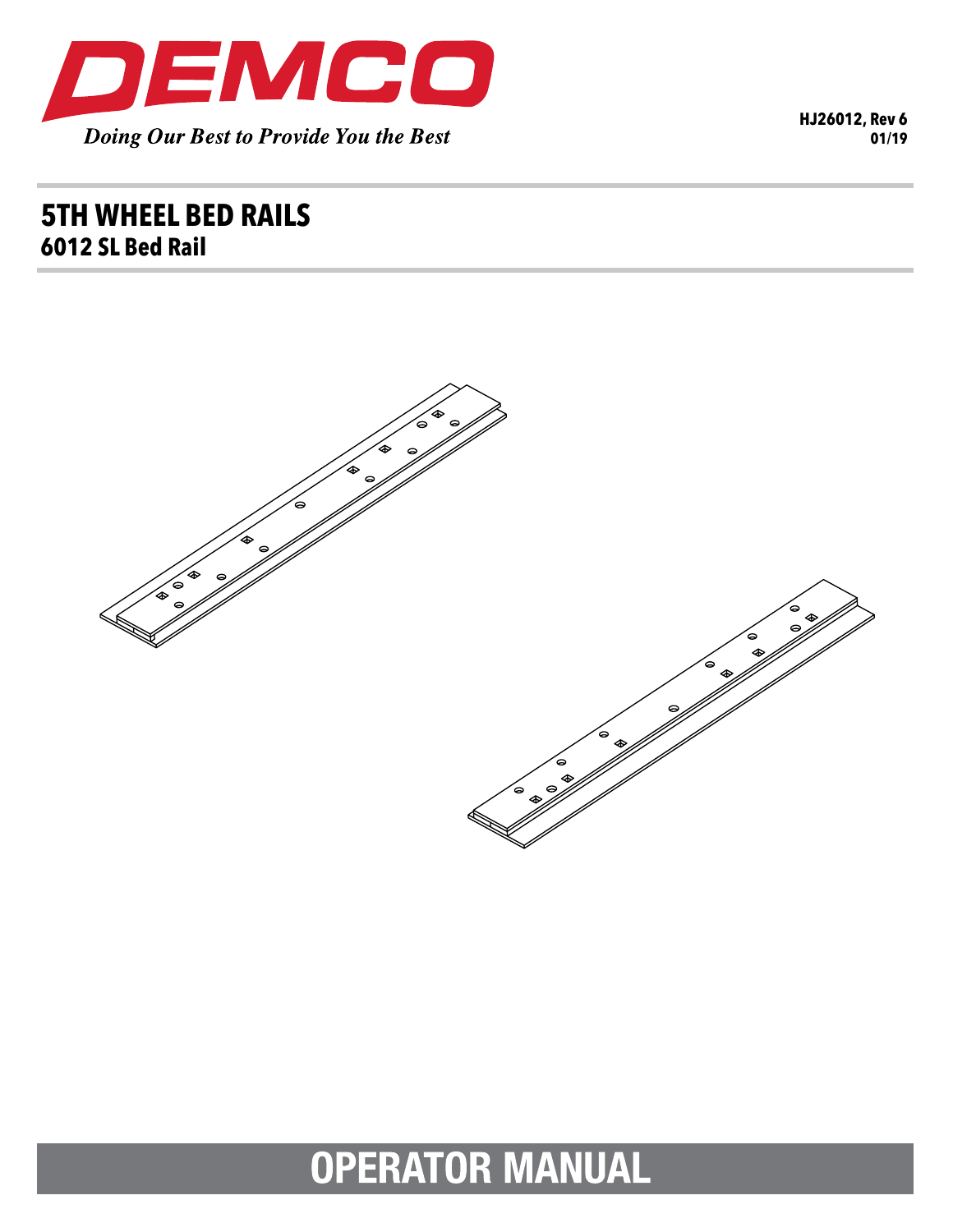DEMCO

*Doing Our Best to Provide You the Best*

**HJ26012, Rev 6**
**01/19**

# 5TH WHEEL BED RAILS
## 6012 SL Bed Rail

# OPERATOR MANUAL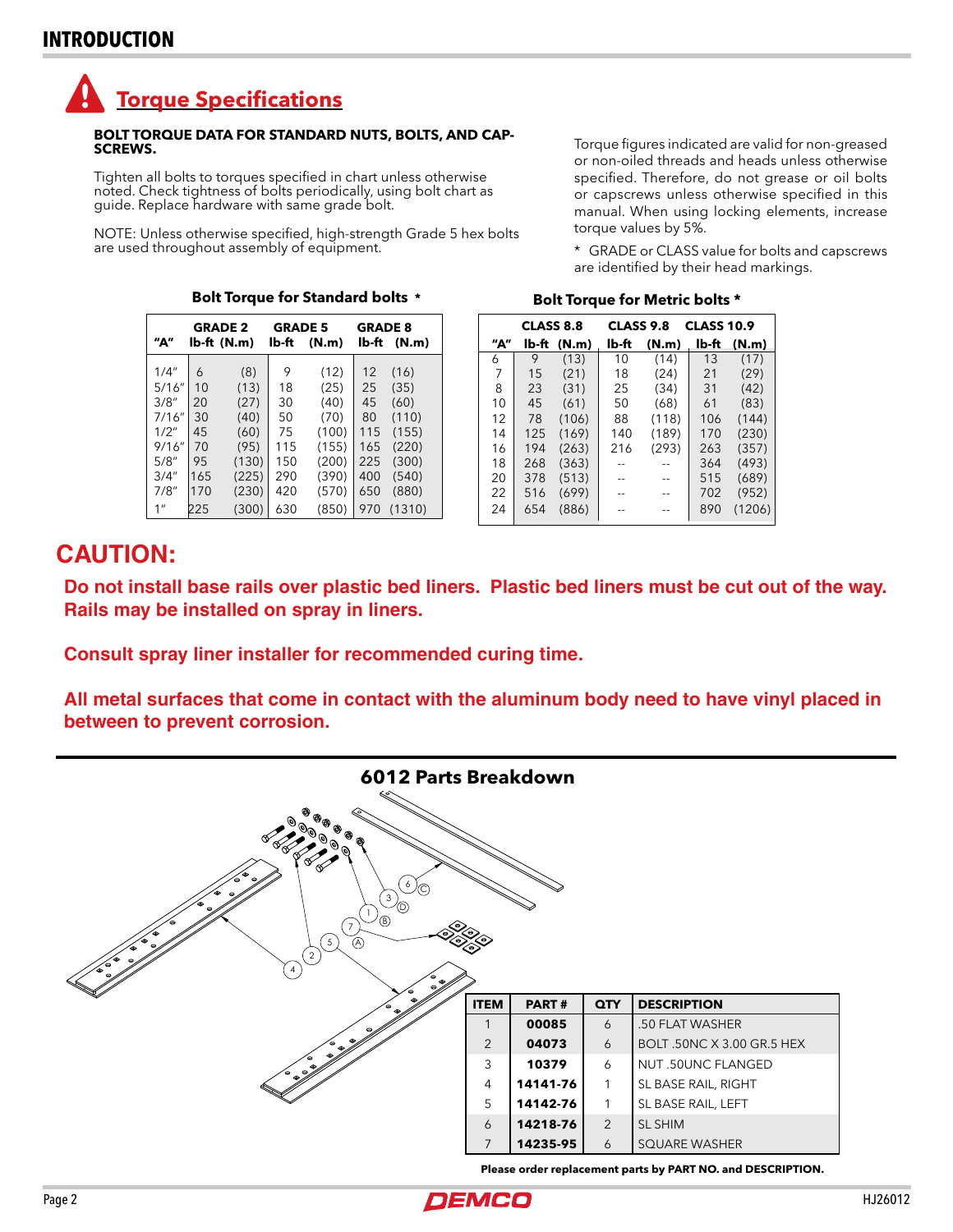# INTRODUCTION

## Torque Specifications

**BOLT TORQUE DATA FOR STANDARD NUTS, BOLTS, AND CAP-SCREWS.**

Tighten all bolts to torques specified in chart unless otherwise noted. Check tightness of bolts periodically, using bolt chart as guide. Replace hardware with same grade bolt.

NOTE: Unless otherwise specified, high-strength Grade 5 hex bolts are used throughout assembly of equipment.

Torque figures indicated are valid for non-greased or non-oiled threads and heads unless otherwise specified. Therefore, do not grease or oil bolts or capscrews unless otherwise specified in this manual. When using locking elements, increase torque values by 5%.

* GRADE or CLASS value for bolts and capscrews are identified by their head markings.

**Bolt Torque for Standard bolts ***

| "A" | GRADE 2 | | GRADE 5 | | GRADE 8 | |
|---|---|---|---|---|---|---|
| | lb-ft | (N.m) | lb-ft | (N.m) | lb-ft | (N.m) |
| 1/4" | 6 | (8) | 9 | (12) | 12 | (16) |
| 5/16" | 10 | (13) | 18 | (25) | 25 | (35) |
| 3/8" | 20 | (27) | 30 | (40) | 45 | (60) |
| 7/16" | 30 | (40) | 50 | (70) | 80 | (110) |
| 1/2" | 45 | (60) | 75 | (100) | 115 | (155) |
| 9/16" | 70 | (95) | 115 | (155) | 165 | (220) |
| 5/8" | 95 | (130) | 150 | (200) | 225 | (300) |
| 3/4" | 165 | (225) | 290 | (390) | 400 | (540) |
| 7/8" | 170 | (230) | 420 | (570) | 650 | (880) |
| 1" | 225 | (300) | 630 | (850) | 970 | (1310) |

**Bolt Torque for Metric bolts ***

| "A" | CLASS 8.8 | | CLASS 9.8 | | CLASS 10.9 | |
|---|---|---|---|---|---|---|
| | lb-ft | (N.m) | lb-ft | (N.m) | lb-ft | (N.m) |
| 6 | 9 | (13) | 10 | (14) | 13 | (17) |
| 7 | 15 | (21) | 18 | (24) | 21 | (29) |
| 8 | 23 | (31) | 25 | (34) | 31 | (42) |
| 10 | 45 | (61) | 50 | (68) | 61 | (83) |
| 12 | 78 | (106) | 88 | (118) | 106 | (144) |
| 14 | 125 | (169) | 140 | (189) | 170 | (230) |
| 16 | 194 | (263) | 216 | (293) | 263 | (357) |
| 18 | 268 | (363) | -- | -- | 364 | (493) |
| 20 | 378 | (513) | -- | -- | 515 | (689) |
| 22 | 516 | (699) | -- | -- | 702 | (952) |
| 24 | 654 | (886) | -- | -- | 890 | (1206) |

## CAUTION:

**Do not install base rails over plastic bed liners. Plastic bed liners must be cut out of the way. Rails may be installed on spray in liners.**

**Consult spray liner installer for recommended curing time.**

**All metal surfaces that come in contact with the aluminum body need to have vinyl placed in between to prevent corrosion.**

## 6012 Parts Breakdown

| ITEM | PART # | QTY | DESCRIPTION |
|---|---|---|---|
| 1 | **00085** | 6 | .50 FLAT WASHER |
| 2 | **04073** | 6 | BOLT .50NC X 3.00 GR.5 HEX |
| 3 | **10379** | 6 | NUT .50UNC FLANGED |
| 4 | **14141-76** | 1 | SL BASE RAIL, RIGHT |
| 5 | **14142-76** | 1 | SL BASE RAIL, LEFT |
| 6 | **14218-76** | 2 | SL SHIM |
| 7 | **14235-95** | 6 | SQUARE WASHER |

**Please order replacement parts by PART NO. and DESCRIPTION.**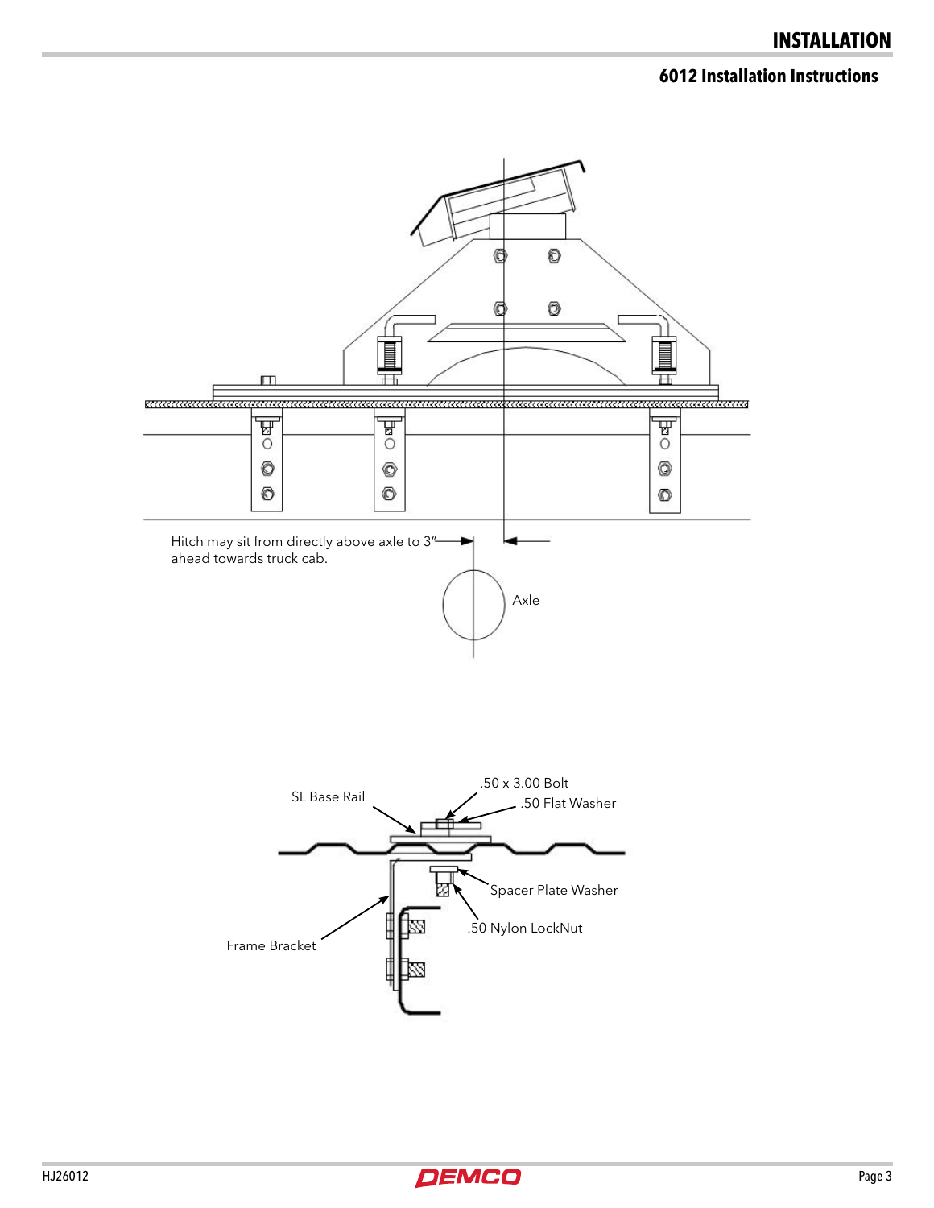# INSTALLATION

## 6012 Installation Instructions

Hitch may sit from directly above axle to 3" ahead towards truck cab.

Axle

SL Base Rail

.50 x 3.00 Bolt

.50 Flat Washer

Spacer Plate Washer

.50 Nylon LockNut

Frame Bracket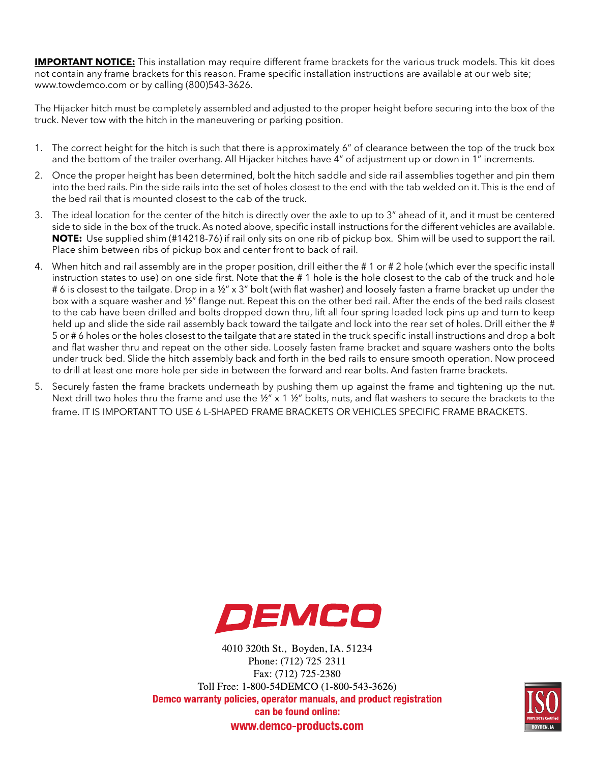**IMPORTANT NOTICE:** This installation may require different frame brackets for the various truck models. This kit does not contain any frame brackets for this reason. Frame specific installation instructions are available at our web site; www.towdemco.com or by calling (800)543-3626.

The Hijacker hitch must be completely assembled and adjusted to the proper height before securing into the box of the truck. Never tow with the hitch in the maneuvering or parking position.

1. The correct height for the hitch is such that there is approximately 6" of clearance between the top of the truck box and the bottom of the trailer overhang. All Hijacker hitches have 4" of adjustment up or down in 1" increments.
2. Once the proper height has been determined, bolt the hitch saddle and side rail assemblies together and pin them into the bed rails. Pin the side rails into the set of holes closest to the end with the tab welded on it. This is the end of the bed rail that is mounted closest to the cab of the truck.
3. The ideal location for the center of the hitch is directly over the axle to up to 3" ahead of it, and it must be centered side to side in the box of the truck. As noted above, specific install instructions for the different vehicles are available. **NOTE:** Use supplied shim (#14218-76) if rail only sits on one rib of pickup box. Shim will be used to support the rail. Place shim between ribs of pickup box and center front to back of rail.
4. When hitch and rail assembly are in the proper position, drill either the # 1 or # 2 hole (which ever the specific install instruction states to use) on one side first. Note that the # 1 hole is the hole closest to the cab of the truck and hole # 6 is closest to the tailgate. Drop in a ½" x 3" bolt (with flat washer) and loosely fasten a frame bracket up under the box with a square washer and ½" flange nut. Repeat this on the other bed rail. After the ends of the bed rails closest to the cab have been drilled and bolts dropped down thru, lift all four spring loaded lock pins up and turn to keep held up and slide the side rail assembly back toward the tailgate and lock into the rear set of holes. Drill either the # 5 or # 6 holes or the holes closest to the tailgate that are stated in the truck specific install instructions and drop a bolt and flat washer thru and repeat on the other side. Loosely fasten frame bracket and square washers onto the bolts under truck bed. Slide the hitch assembly back and forth in the bed rails to ensure smooth operation. Now proceed to drill at least one more hole per side in between the forward and rear bolts. And fasten frame brackets.
5. Securely fasten the frame brackets underneath by pushing them up against the frame and tightening up the nut. Next drill two holes thru the frame and use the ½" x 1 ½" bolts, nuts, and flat washers to secure the brackets to the frame. IT IS IMPORTANT TO USE 6 L-SHAPED FRAME BRACKETS OR VEHICLES SPECIFIC FRAME BRACKETS.

DEMCO

4010 320th St., Boyden, IA. 51234
Phone: (712) 725-2311
Fax: (712) 725-2380
Toll Free: 1-800-54DEMCO (1-800-543-3626)

**Demco warranty policies, operator manuals, and product registration can be found online:**
**www.demco-products.com**

ISO 9001:2015 Certified BOYDEN, IA